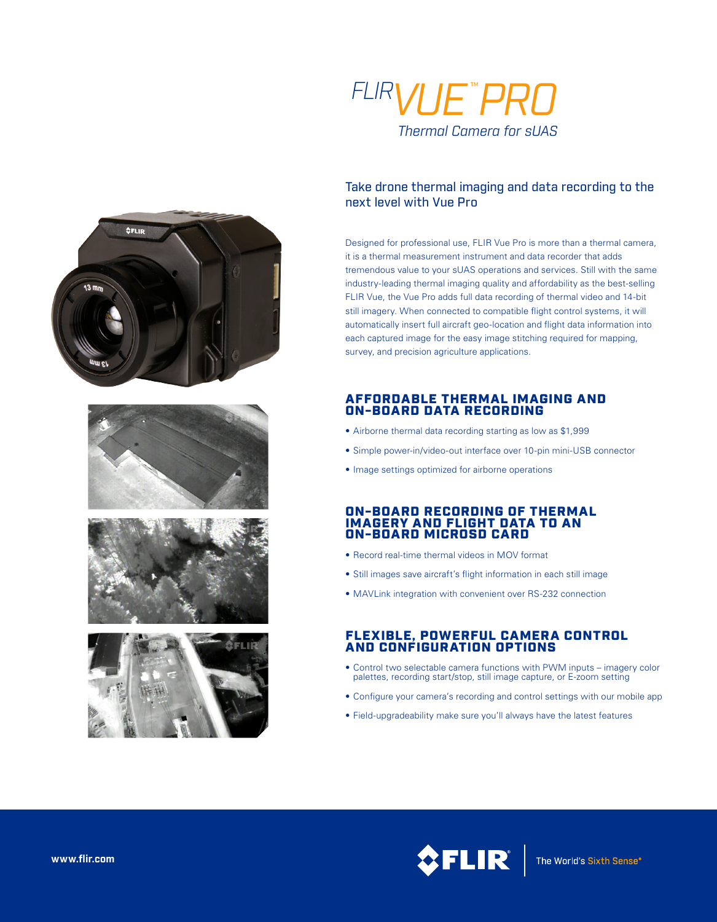# FLIR VUE™ PRO

*Thermal Camera for sUAS*

## Take drone thermal imaging and data recording to the next level with Vue Pro

Designed for professional use, FLIR Vue Pro is more than a thermal camera, it is a thermal measurement instrument and data recorder that adds tremendous value to your sUAS operations and services. Still with the same industry-leading thermal imaging quality and affordability as the best-selling FLIR Vue, the Vue Pro adds full data recording of thermal video and 14-bit still imagery. When connected to compatible flight control systems, it will automatically insert full aircraft geo-location and flight data information into each captured image for the easy image stitching required for mapping, survey, and precision agriculture applications.

### AFFORDABLE THERMAL IMAGING AND ON-BOARD DATA RECORDING

- Airborne thermal data recording starting as low as $1,999
- Simple power-in/video-out interface over 10-pin mini-USB connector
- Image settings optimized for airborne operations

### ON-BOARD RECORDING OF THERMAL IMAGERY AND FLIGHT DATA TO AN ON-BOARD MICROSD CARD

- Record real-time thermal videos in MOV format
- Still images save aircraft's flight information in each still image
- MAVLink integration with convenient over RS-232 connection

### FLEXIBLE, POWERFUL CAMERA CONTROL AND CONFIGURATION OPTIONS

- Control two selectable camera functions with PWM inputs – imagery color palettes, recording start/stop, still image capture, or E-zoom setting
- Configure your camera's recording and control settings with our mobile app
- Field-upgradeability make sure you'll always have the latest features

www.flir.com

FLIR | The World's Sixth Sense®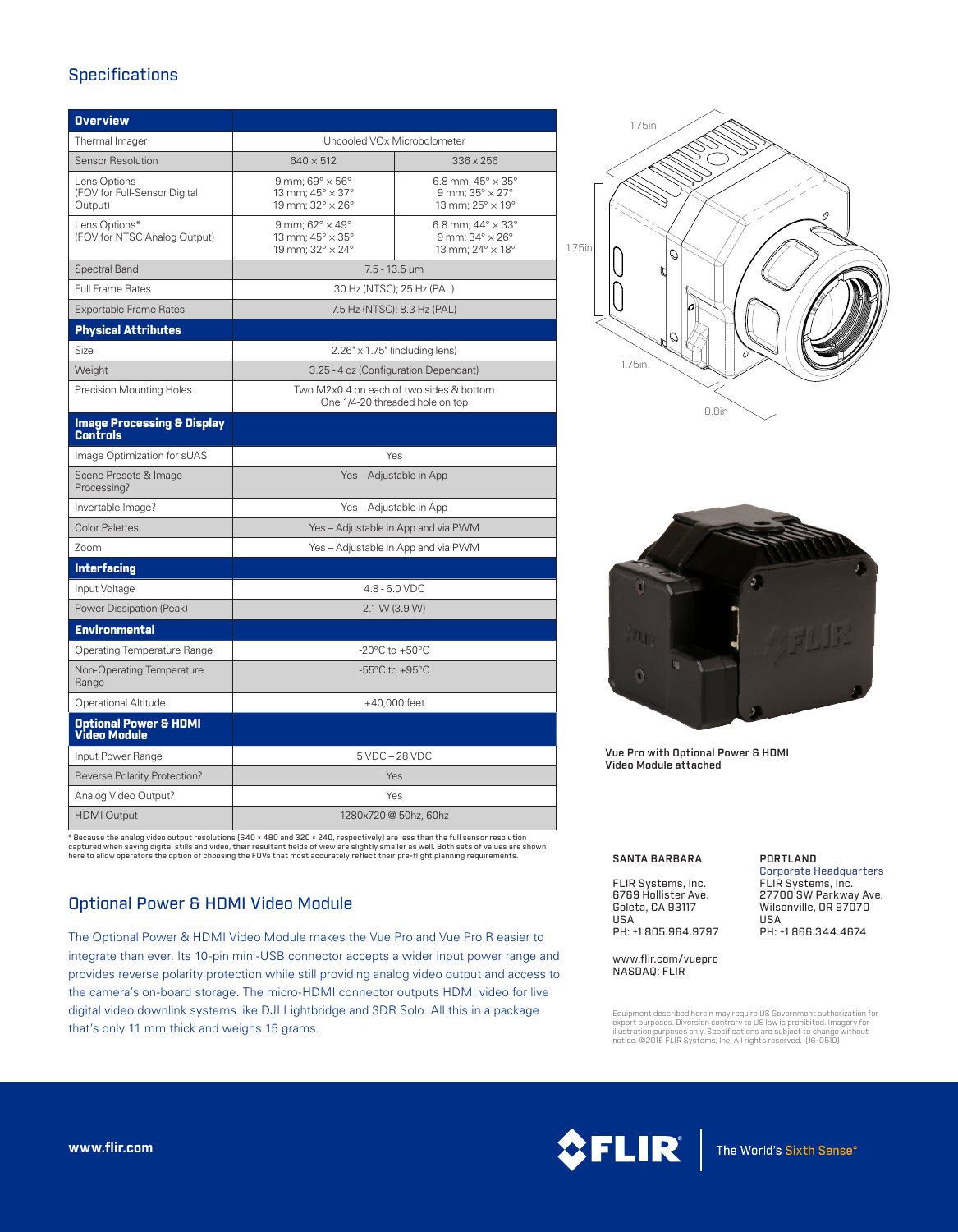## Specifications

| Overview | | |
|---|---|---|
| Thermal Imager | Uncooled VOx Microbolometer | |
| Sensor Resolution | 640 × 512 | 336 x 256 |
| Lens Options (FOV for Full-Sensor Digital Output) | 9 mm; 69° × 56°<br>13 mm; 45° × 37°<br>19 mm; 32° × 26° | 6.8 mm; 45° × 35°<br>9 mm; 35° × 27°<br>13 mm; 25° × 19° |
| Lens Options* (FOV for NTSC Analog Output) | 9 mm; 62° × 49°<br>13 mm; 45° × 35°<br>19 mm; 32° × 24° | 6.8 mm; 44° × 33°<br>9 mm; 34° × 26°<br>13 mm; 24° × 18° |
| Spectral Band | 7.5 - 13.5 µm | |
| Full Frame Rates | 30 Hz (NTSC); 25 Hz (PAL) | |
| Exportable Frame Rates | 7.5 Hz (NTSC); 8.3 Hz (PAL) | |
| **Physical Attributes** | | |
| Size | 2.26" x 1.75" (including lens) | |
| Weight | 3.25 - 4 oz (Configuration Dependant) | |
| Precision Mounting Holes | Two M2x0.4 on each of two sides & bottom<br>One 1/4-20 threaded hole on top | |
| **Image Processing & Display Controls** | | |
| Image Optimization for sUAS | Yes | |
| Scene Presets & Image Processing? | Yes – Adjustable in App | |
| Invertable Image? | Yes – Adjustable in App | |
| Color Palettes | Yes – Adjustable in App and via PWM | |
| Zoom | Yes – Adjustable in App and via PWM | |
| **Interfacing** | | |
| Input Voltage | 4.8 - 6.0 VDC | |
| Power Dissipation (Peak) | 2.1 W (3.9 W) | |
| **Environmental** | | |
| Operating Temperature Range | -20°C to +50°C | |
| Non-Operating Temperature Range | -55°C to +95°C | |
| Operational Altitude | +40,000 feet | |
| **Optional Power & HDMI Video Module** | | |
| Input Power Range | 5 VDC – 28 VDC | |
| Reverse Polarity Protection? | Yes | |
| Analog Video Output? | Yes | |
| HDMI Output | 1280x720 @ 50hz, 60hz | |

\* Because the analog video output resolutions (640 × 480 and 320 × 240, respectively) are less than the full sensor resolution captured when saving digital stills and video, their resultant fields of view are slightly smaller as well. Both sets of values are shown here to allow operators the option of choosing the FOVs that most accurately reflect their pre-flight planning requirements.

1.75in
1.75in
1.75in
0.8in

Vue Pro with Optional Power & HDMI Video Module attached

## Optional Power & HDMI Video Module

The Optional Power & HDMI Video Module makes the Vue Pro and Vue Pro R easier to integrate than ever. Its 10-pin mini-USB connector accepts a wider input power range and provides reverse polarity protection while still providing analog video output and access to the camera's on-board storage. The micro-HDMI connector outputs HDMI video for live digital video downlink systems like DJI Lightbridge and 3DR Solo. All this in a package that's only 11 mm thick and weighs 15 grams.

**SANTA BARBARA**

FLIR Systems, Inc.
6769 Hollister Ave.
Goleta, CA 93117
USA
PH: +1 805.964.9797

www.flir.com/vuepro
NASDAQ: FLIR

**PORTLAND**
Corporate Headquarters
FLIR Systems, Inc.
27700 SW Parkway Ave.
Wilsonville, OR 97070
USA
PH: +1 866.344.4674

Equipment described herein may require US Government authorization for export purposes. Diversion contrary to US law is prohibited. Imagery for illustration purposes only. Specifications are subject to change without notice. ©2016 FLIR Systems, Inc. All rights reserved. (16-0510)

www.flir.com

FLIR | The World's Sixth Sense®